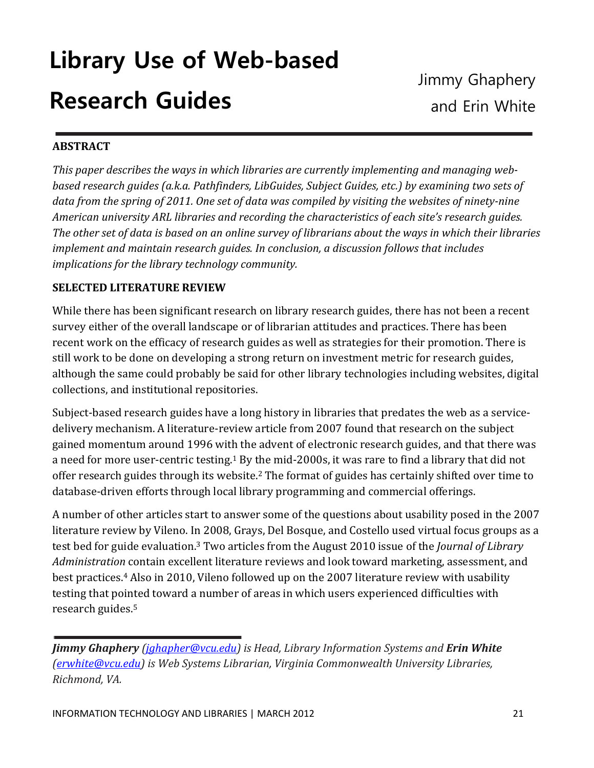# Library Use of Web-based Research Guides

Jimmy Ghaphery and Erin White

## ABSTRACT

*This paper describes the ways in which libraries are currently implementing and managing web-based research guides (a.k.a. Pathfinders, LibGuides, Subject Guides, etc.) by examining two sets of data from the spring of 2011. One set of data was compiled by visiting the websites of ninety-nine American university ARL libraries and recording the characteristics of each site's research guides. The other set of data is based on an online survey of librarians about the ways in which their libraries implement and maintain research guides. In conclusion, a discussion follows that includes implications for the library technology community.*

## SELECTED LITERATURE REVIEW

While there has been significant research on library research guides, there has not been a recent survey either of the overall landscape or of librarian attitudes and practices. There has been recent work on the efficacy of research guides as well as strategies for their promotion. There is still work to be done on developing a strong return on investment metric for research guides, although the same could probably be said for other library technologies including websites, digital collections, and institutional repositories.

Subject-based research guides have a long history in libraries that predates the web as a service-delivery mechanism. A literature-review article from 2007 found that research on the subject gained momentum around 1996 with the advent of electronic research guides, and that there was a need for more user-centric testing.[1] By the mid-2000s, it was rare to find a library that did not offer research guides through its website.[2] The format of guides has certainly shifted over time to database-driven efforts through local library programming and commercial offerings.

A number of other articles start to answer some of the questions about usability posed in the 2007 literature review by Vileno. In 2008, Grays, Del Bosque, and Costello used virtual focus groups as a test bed for guide evaluation.[3] Two articles from the August 2010 issue of the *Journal of Library Administration* contain excellent literature reviews and look toward marketing, assessment, and best practices.[4] Also in 2010, Vileno followed up on the 2007 literature review with usability testing that pointed toward a number of areas in which users experienced difficulties with research guides.[5]

***Jimmy Ghaphery*** *(jghapher@vcu.edu) is Head, Library Information Systems and* ***Erin White*** *(erwhite@vcu.edu) is Web Systems Librarian, Virginia Commonwealth University Libraries, Richmond, VA.*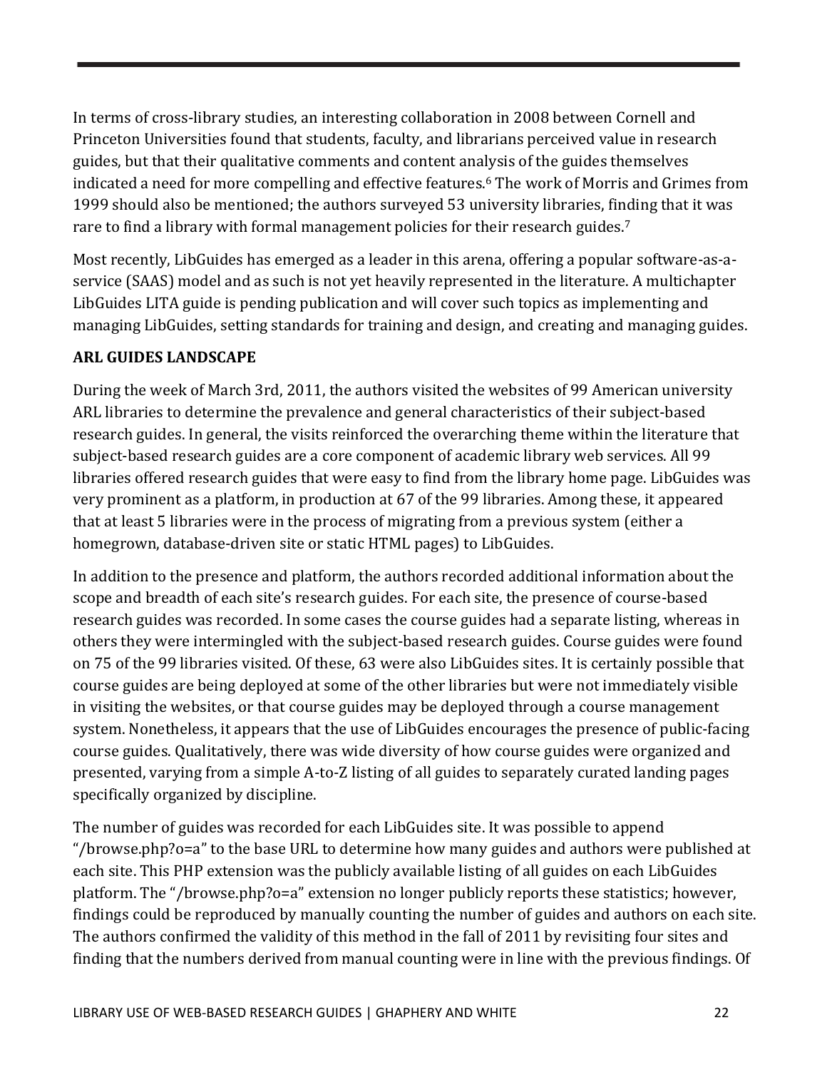In terms of cross-library studies, an interesting collaboration in 2008 between Cornell and Princeton Universities found that students, faculty, and librarians perceived value in research guides, but that their qualitative comments and content analysis of the guides themselves indicated a need for more compelling and effective features.[6] The work of Morris and Grimes from 1999 should also be mentioned; the authors surveyed 53 university libraries, finding that it was rare to find a library with formal management policies for their research guides.[7]

Most recently, LibGuides has emerged as a leader in this arena, offering a popular software-as-a-service (SAAS) model and as such is not yet heavily represented in the literature. A multichapter LibGuides LITA guide is pending publication and will cover such topics as implementing and managing LibGuides, setting standards for training and design, and creating and managing guides.

## ARL GUIDES LANDSCAPE

During the week of March 3rd, 2011, the authors visited the websites of 99 American university ARL libraries to determine the prevalence and general characteristics of their subject-based research guides. In general, the visits reinforced the overarching theme within the literature that subject-based research guides are a core component of academic library web services. All 99 libraries offered research guides that were easy to find from the library home page. LibGuides was very prominent as a platform, in production at 67 of the 99 libraries. Among these, it appeared that at least 5 libraries were in the process of migrating from a previous system (either a homegrown, database-driven site or static HTML pages) to LibGuides.

In addition to the presence and platform, the authors recorded additional information about the scope and breadth of each site's research guides. For each site, the presence of course-based research guides was recorded. In some cases the course guides had a separate listing, whereas in others they were intermingled with the subject-based research guides. Course guides were found on 75 of the 99 libraries visited. Of these, 63 were also LibGuides sites. It is certainly possible that course guides are being deployed at some of the other libraries but were not immediately visible in visiting the websites, or that course guides may be deployed through a course management system. Nonetheless, it appears that the use of LibGuides encourages the presence of public-facing course guides. Qualitatively, there was wide diversity of how course guides were organized and presented, varying from a simple A-to-Z listing of all guides to separately curated landing pages specifically organized by discipline.

The number of guides was recorded for each LibGuides site. It was possible to append "/browse.php?o=a" to the base URL to determine how many guides and authors were published at each site. This PHP extension was the publicly available listing of all guides on each LibGuides platform. The "/browse.php?o=a" extension no longer publicly reports these statistics; however, findings could be reproduced by manually counting the number of guides and authors on each site. The authors confirmed the validity of this method in the fall of 2011 by revisiting four sites and finding that the numbers derived from manual counting were in line with the previous findings. Of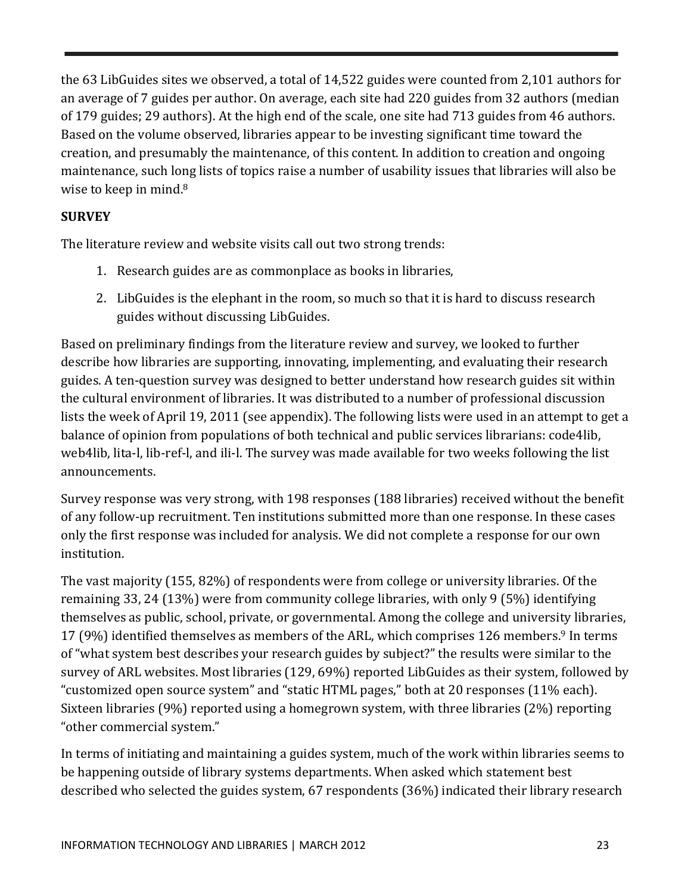the 63 LibGuides sites we observed, a total of 14,522 guides were counted from 2,101 authors for an average of 7 guides per author. On average, each site had 220 guides from 32 authors (median of 179 guides; 29 authors). At the high end of the scale, one site had 713 guides from 46 authors. Based on the volume observed, libraries appear to be investing significant time toward the creation, and presumably the maintenance, of this content. In addition to creation and ongoing maintenance, such long lists of topics raise a number of usability issues that libraries will also be wise to keep in mind.[8]

**SURVEY**

The literature review and website visits call out two strong trends:

1. Research guides are as commonplace as books in libraries,
2. LibGuides is the elephant in the room, so much so that it is hard to discuss research guides without discussing LibGuides.

Based on preliminary findings from the literature review and survey, we looked to further describe how libraries are supporting, innovating, implementing, and evaluating their research guides. A ten-question survey was designed to better understand how research guides sit within the cultural environment of libraries. It was distributed to a number of professional discussion lists the week of April 19, 2011 (see appendix). The following lists were used in an attempt to get a balance of opinion from populations of both technical and public services librarians: code4lib, web4lib, lita-l, lib-ref-l, and ili-l. The survey was made available for two weeks following the list announcements.

Survey response was very strong, with 198 responses (188 libraries) received without the benefit of any follow-up recruitment. Ten institutions submitted more than one response. In these cases only the first response was included for analysis. We did not complete a response for our own institution.

The vast majority (155, 82%) of respondents were from college or university libraries. Of the remaining 33, 24 (13%) were from community college libraries, with only 9 (5%) identifying themselves as public, school, private, or governmental. Among the college and university libraries, 17 (9%) identified themselves as members of the ARL, which comprises 126 members.[9] In terms of "what system best describes your research guides by subject?" the results were similar to the survey of ARL websites. Most libraries (129, 69%) reported LibGuides as their system, followed by "customized open source system" and "static HTML pages," both at 20 responses (11% each). Sixteen libraries (9%) reported using a homegrown system, with three libraries (2%) reporting "other commercial system."

In terms of initiating and maintaining a guides system, much of the work within libraries seems to be happening outside of library systems departments. When asked which statement best described who selected the guides system, 67 respondents (36%) indicated their library research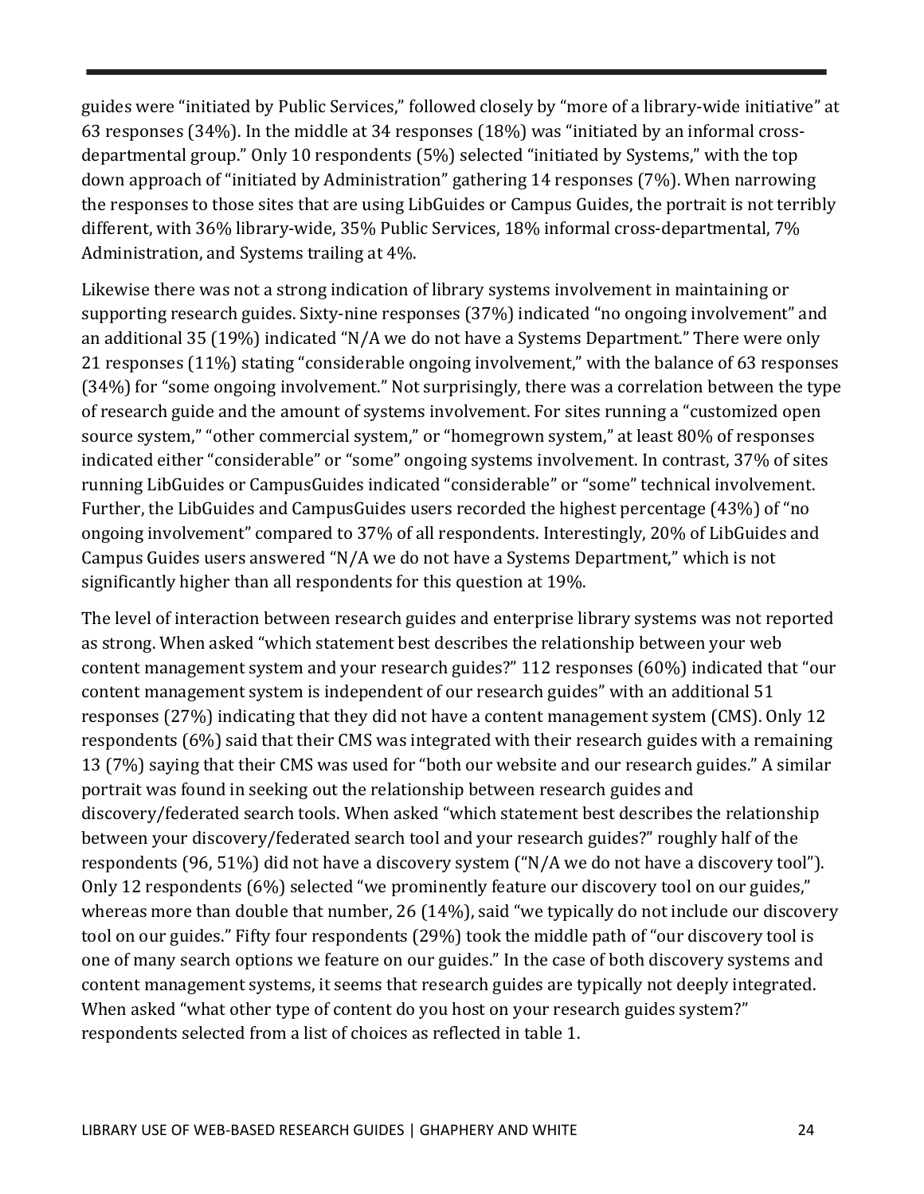guides were "initiated by Public Services," followed closely by "more of a library-wide initiative" at 63 responses (34%). In the middle at 34 responses (18%) was "initiated by an informal cross-departmental group." Only 10 respondents (5%) selected "initiated by Systems," with the top down approach of "initiated by Administration" gathering 14 responses (7%). When narrowing the responses to those sites that are using LibGuides or Campus Guides, the portrait is not terribly different, with 36% library-wide, 35% Public Services, 18% informal cross-departmental, 7% Administration, and Systems trailing at 4%.

Likewise there was not a strong indication of library systems involvement in maintaining or supporting research guides. Sixty-nine responses (37%) indicated "no ongoing involvement" and an additional 35 (19%) indicated "N/A we do not have a Systems Department." There were only 21 responses (11%) stating "considerable ongoing involvement," with the balance of 63 responses (34%) for "some ongoing involvement." Not surprisingly, there was a correlation between the type of research guide and the amount of systems involvement. For sites running a "customized open source system," "other commercial system," or "homegrown system," at least 80% of responses indicated either "considerable" or "some" ongoing systems involvement. In contrast, 37% of sites running LibGuides or CampusGuides indicated "considerable" or "some" technical involvement. Further, the LibGuides and CampusGuides users recorded the highest percentage (43%) of "no ongoing involvement" compared to 37% of all respondents. Interestingly, 20% of LibGuides and Campus Guides users answered "N/A we do not have a Systems Department," which is not significantly higher than all respondents for this question at 19%.

The level of interaction between research guides and enterprise library systems was not reported as strong. When asked "which statement best describes the relationship between your web content management system and your research guides?" 112 responses (60%) indicated that "our content management system is independent of our research guides" with an additional 51 responses (27%) indicating that they did not have a content management system (CMS). Only 12 respondents (6%) said that their CMS was integrated with their research guides with a remaining 13 (7%) saying that their CMS was used for "both our website and our research guides." A similar portrait was found in seeking out the relationship between research guides and discovery/federated search tools. When asked "which statement best describes the relationship between your discovery/federated search tool and your research guides?" roughly half of the respondents (96, 51%) did not have a discovery system ("N/A we do not have a discovery tool"). Only 12 respondents (6%) selected "we prominently feature our discovery tool on our guides," whereas more than double that number, 26 (14%), said "we typically do not include our discovery tool on our guides." Fifty four respondents (29%) took the middle path of "our discovery tool is one of many search options we feature on our guides." In the case of both discovery systems and content management systems, it seems that research guides are typically not deeply integrated. When asked "what other type of content do you host on your research guides system?" respondents selected from a list of choices as reflected in table 1.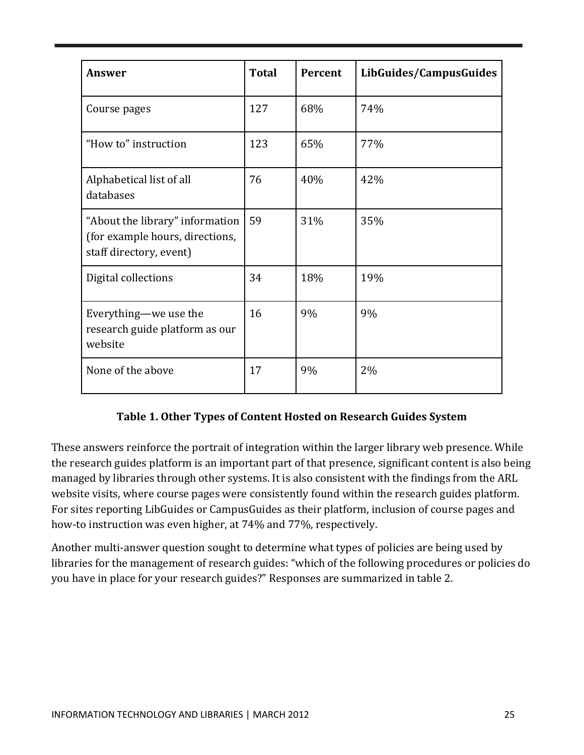| Answer | Total | Percent | LibGuides/CampusGuides |
|---|---|---|---|
| Course pages | 127 | 68% | 74% |
| "How to" instruction | 123 | 65% | 77% |
| Alphabetical list of all databases | 76 | 40% | 42% |
| "About the library" information (for example hours, directions, staff directory, event) | 59 | 31% | 35% |
| Digital collections | 34 | 18% | 19% |
| Everything—we use the research guide platform as our website | 16 | 9% | 9% |
| None of the above | 17 | 9% | 2% |

**Table 1. Other Types of Content Hosted on Research Guides System**

These answers reinforce the portrait of integration within the larger library web presence. While the research guides platform is an important part of that presence, significant content is also being managed by libraries through other systems. It is also consistent with the findings from the ARL website visits, where course pages were consistently found within the research guides platform. For sites reporting LibGuides or CampusGuides as their platform, inclusion of course pages and how-to instruction was even higher, at 74% and 77%, respectively.

Another multi-answer question sought to determine what types of policies are being used by libraries for the management of research guides: "which of the following procedures or policies do you have in place for your research guides?" Responses are summarized in table 2.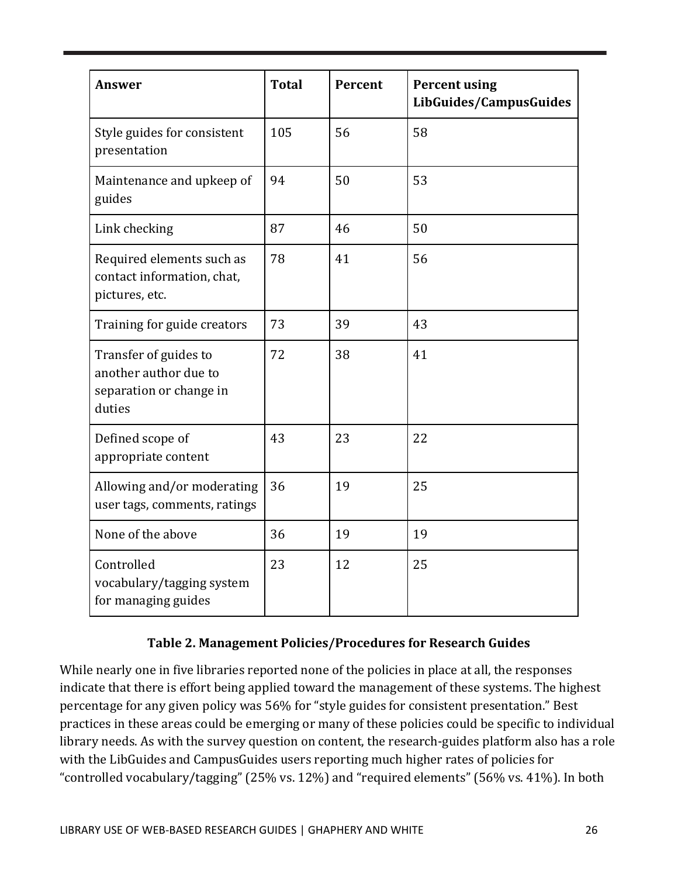| Answer | Total | Percent | Percent using LibGuides/CampusGuides |
|---|---|---|---|
| Style guides for consistent presentation | 105 | 56 | 58 |
| Maintenance and upkeep of guides | 94 | 50 | 53 |
| Link checking | 87 | 46 | 50 |
| Required elements such as contact information, chat, pictures, etc. | 78 | 41 | 56 |
| Training for guide creators | 73 | 39 | 43 |
| Transfer of guides to another author due to separation or change in duties | 72 | 38 | 41 |
| Defined scope of appropriate content | 43 | 23 | 22 |
| Allowing and/or moderating user tags, comments, ratings | 36 | 19 | 25 |
| None of the above | 36 | 19 | 19 |
| Controlled vocabulary/tagging system for managing guides | 23 | 12 | 25 |

**Table 2. Management Policies/Procedures for Research Guides**

While nearly one in five libraries reported none of the policies in place at all, the responses indicate that there is effort being applied toward the management of these systems. The highest percentage for any given policy was 56% for "style guides for consistent presentation." Best practices in these areas could be emerging or many of these policies could be specific to individual library needs. As with the survey question on content, the research-guides platform also has a role with the LibGuides and CampusGuides users reporting much higher rates of policies for "controlled vocabulary/tagging" (25% vs. 12%) and "required elements" (56% vs. 41%). In both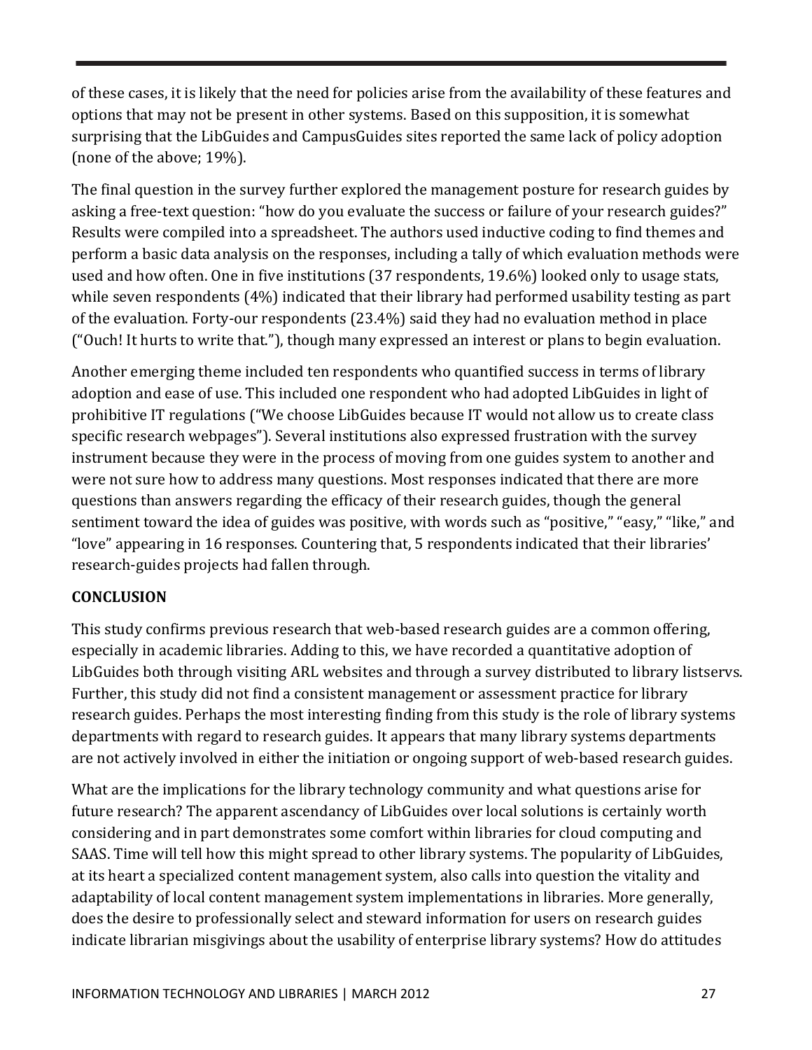of these cases, it is likely that the need for policies arise from the availability of these features and options that may not be present in other systems. Based on this supposition, it is somewhat surprising that the LibGuides and CampusGuides sites reported the same lack of policy adoption (none of the above; 19%).

The final question in the survey further explored the management posture for research guides by asking a free-text question: "how do you evaluate the success or failure of your research guides?" Results were compiled into a spreadsheet. The authors used inductive coding to find themes and perform a basic data analysis on the responses, including a tally of which evaluation methods were used and how often. One in five institutions (37 respondents, 19.6%) looked only to usage stats, while seven respondents (4%) indicated that their library had performed usability testing as part of the evaluation. Forty-our respondents (23.4%) said they had no evaluation method in place ("Ouch! It hurts to write that."), though many expressed an interest or plans to begin evaluation.

Another emerging theme included ten respondents who quantified success in terms of library adoption and ease of use. This included one respondent who had adopted LibGuides in light of prohibitive IT regulations ("We choose LibGuides because IT would not allow us to create class specific research webpages"). Several institutions also expressed frustration with the survey instrument because they were in the process of moving from one guides system to another and were not sure how to address many questions. Most responses indicated that there are more questions than answers regarding the efficacy of their research guides, though the general sentiment toward the idea of guides was positive, with words such as "positive," "easy," "like," and "love" appearing in 16 responses. Countering that, 5 respondents indicated that their libraries' research-guides projects had fallen through.

**CONCLUSION**

This study confirms previous research that web-based research guides are a common offering, especially in academic libraries. Adding to this, we have recorded a quantitative adoption of LibGuides both through visiting ARL websites and through a survey distributed to library listservs. Further, this study did not find a consistent management or assessment practice for library research guides. Perhaps the most interesting finding from this study is the role of library systems departments with regard to research guides. It appears that many library systems departments are not actively involved in either the initiation or ongoing support of web-based research guides.

What are the implications for the library technology community and what questions arise for future research? The apparent ascendancy of LibGuides over local solutions is certainly worth considering and in part demonstrates some comfort within libraries for cloud computing and SAAS. Time will tell how this might spread to other library systems. The popularity of LibGuides, at its heart a specialized content management system, also calls into question the vitality and adaptability of local content management system implementations in libraries. More generally, does the desire to professionally select and steward information for users on research guides indicate librarian misgivings about the usability of enterprise library systems? How do attitudes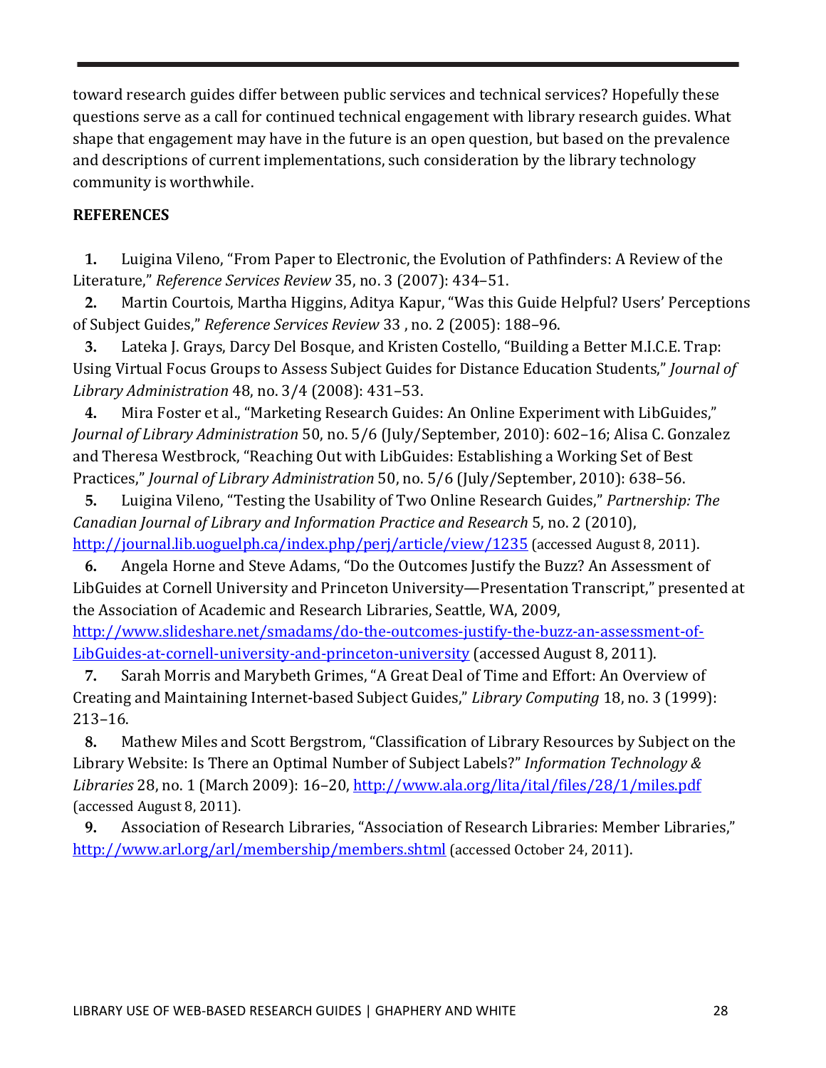toward research guides differ between public services and technical services? Hopefully these questions serve as a call for continued technical engagement with library research guides. What shape that engagement may have in the future is an open question, but based on the prevalence and descriptions of current implementations, such consideration by the library technology community is worthwhile.

## REFERENCES

1. Luigina Vileno, "From Paper to Electronic, the Evolution of Pathfinders: A Review of the Literature," *Reference Services Review* 35, no. 3 (2007): 434–51.
2. Martin Courtois, Martha Higgins, Aditya Kapur, "Was this Guide Helpful? Users' Perceptions of Subject Guides," *Reference Services Review* 33 , no. 2 (2005): 188–96.
3. Lateka J. Grays, Darcy Del Bosque, and Kristen Costello, "Building a Better M.I.C.E. Trap: Using Virtual Focus Groups to Assess Subject Guides for Distance Education Students," *Journal of Library Administration* 48, no. 3/4 (2008): 431–53.
4. Mira Foster et al., "Marketing Research Guides: An Online Experiment with LibGuides," *Journal of Library Administration* 50, no. 5/6 (July/September, 2010): 602–16; Alisa C. Gonzalez and Theresa Westbrock, "Reaching Out with LibGuides: Establishing a Working Set of Best Practices," *Journal of Library Administration* 50, no. 5/6 (July/September, 2010): 638–56.
5. Luigina Vileno, "Testing the Usability of Two Online Research Guides," *Partnership: The Canadian Journal of Library and Information Practice and Research* 5, no. 2 (2010), http://journal.lib.uoguelph.ca/index.php/perj/article/view/1235 (accessed August 8, 2011).
6. Angela Horne and Steve Adams, "Do the Outcomes Justify the Buzz? An Assessment of LibGuides at Cornell University and Princeton University—Presentation Transcript," presented at the Association of Academic and Research Libraries, Seattle, WA, 2009, http://www.slideshare.net/smadams/do-the-outcomes-justify-the-buzz-an-assessment-of-LibGuides-at-cornell-university-and-princeton-university (accessed August 8, 2011).
7. Sarah Morris and Marybeth Grimes, "A Great Deal of Time and Effort: An Overview of Creating and Maintaining Internet-based Subject Guides," *Library Computing* 18, no. 3 (1999): 213–16.
8. Mathew Miles and Scott Bergstrom, "Classification of Library Resources by Subject on the Library Website: Is There an Optimal Number of Subject Labels?" *Information Technology & Libraries* 28, no. 1 (March 2009): 16–20, http://www.ala.org/lita/ital/files/28/1/miles.pdf (accessed August 8, 2011).
9. Association of Research Libraries, "Association of Research Libraries: Member Libraries," http://www.arl.org/arl/membership/members.shtml (accessed October 24, 2011).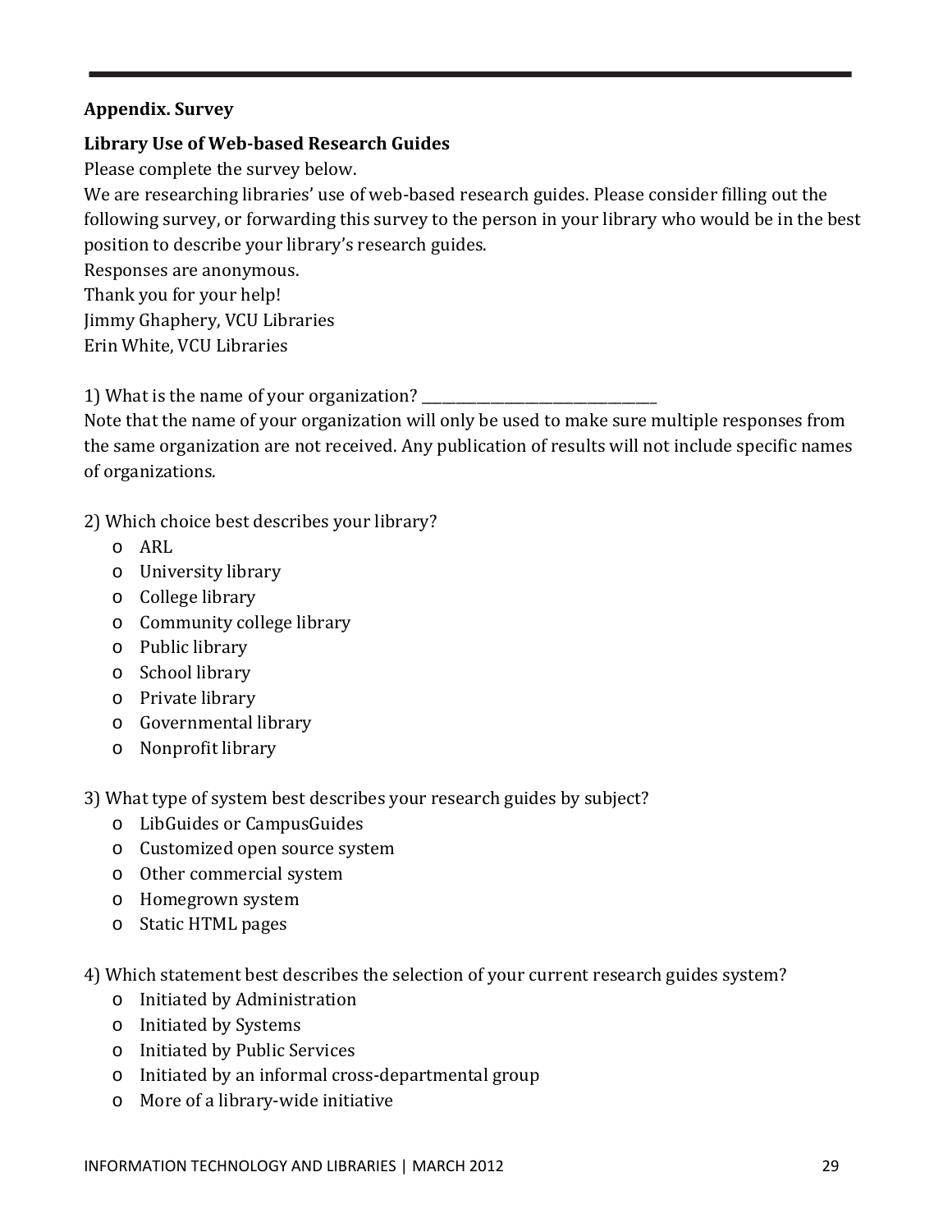## Appendix. Survey

### Library Use of Web-based Research Guides

Please complete the survey below.

We are researching libraries' use of web-based research guides. Please consider filling out the following survey, or forwarding this survey to the person in your library who would be in the best position to describe your library's research guides.

Responses are anonymous.

Thank you for your help!

Jimmy Ghaphery, VCU Libraries

Erin White, VCU Libraries

1) What is the name of your organization? ________________________________

Note that the name of your organization will only be used to make sure multiple responses from the same organization are not received. Any publication of results will not include specific names of organizations.

2) Which choice best describes your library?

- ARL
- University library
- College library
- Community college library
- Public library
- School library
- Private library
- Governmental library
- Nonprofit library

3) What type of system best describes your research guides by subject?

- LibGuides or CampusGuides
- Customized open source system
- Other commercial system
- Homegrown system
- Static HTML pages

4) Which statement best describes the selection of your current research guides system?

- Initiated by Administration
- Initiated by Systems
- Initiated by Public Services
- Initiated by an informal cross-departmental group
- More of a library-wide initiative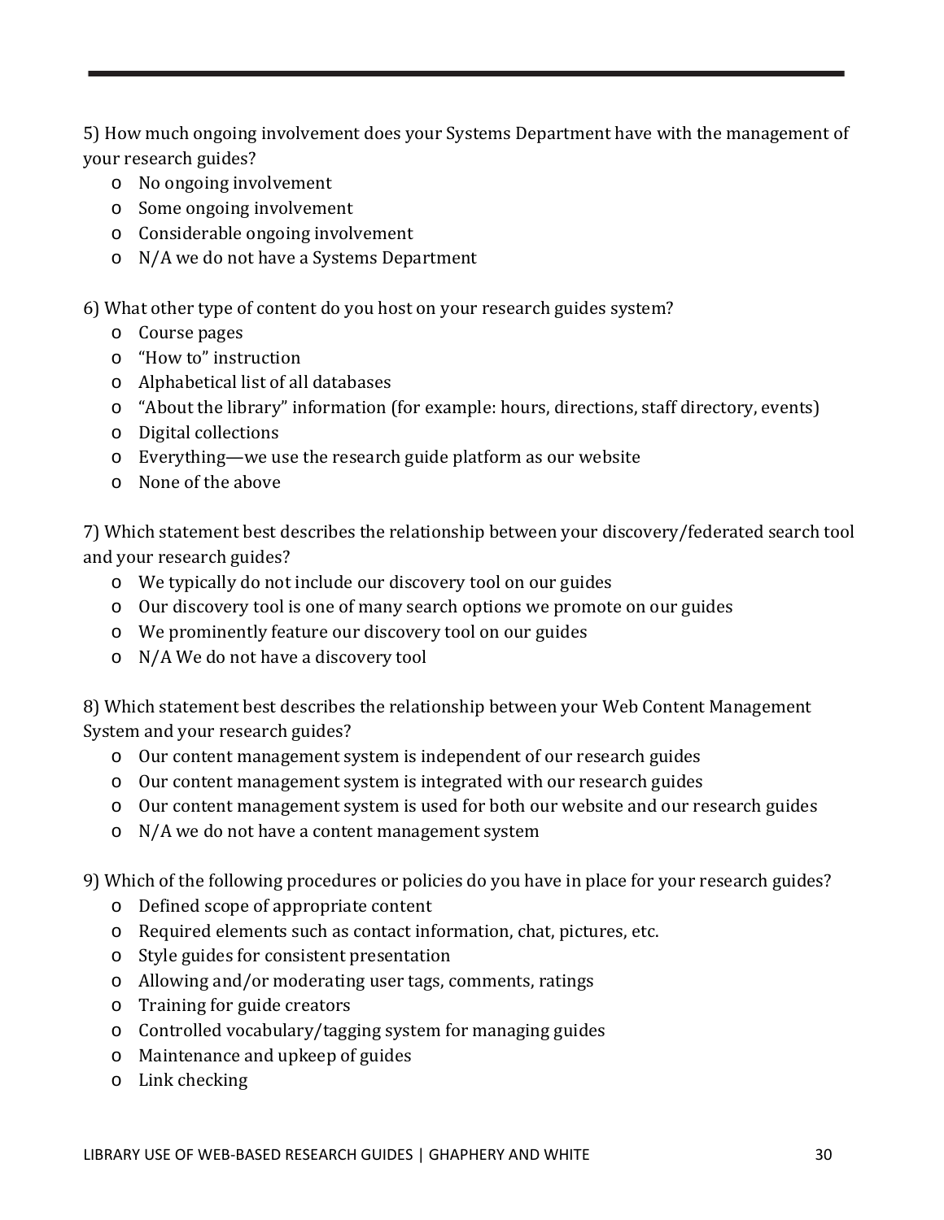5) How much ongoing involvement does your Systems Department have with the management of your research guides?

- No ongoing involvement
- Some ongoing involvement
- Considerable ongoing involvement
- N/A we do not have a Systems Department

6) What other type of content do you host on your research guides system?

- Course pages
- "How to" instruction
- Alphabetical list of all databases
- "About the library" information (for example: hours, directions, staff directory, events)
- Digital collections
- Everything—we use the research guide platform as our website
- None of the above

7) Which statement best describes the relationship between your discovery/federated search tool and your research guides?

- We typically do not include our discovery tool on our guides
- Our discovery tool is one of many search options we promote on our guides
- We prominently feature our discovery tool on our guides
- N/A We do not have a discovery tool

8) Which statement best describes the relationship between your Web Content Management System and your research guides?

- Our content management system is independent of our research guides
- Our content management system is integrated with our research guides
- Our content management system is used for both our website and our research guides
- N/A we do not have a content management system

9) Which of the following procedures or policies do you have in place for your research guides?

- Defined scope of appropriate content
- Required elements such as contact information, chat, pictures, etc.
- Style guides for consistent presentation
- Allowing and/or moderating user tags, comments, ratings
- Training for guide creators
- Controlled vocabulary/tagging system for managing guides
- Maintenance and upkeep of guides
- Link checking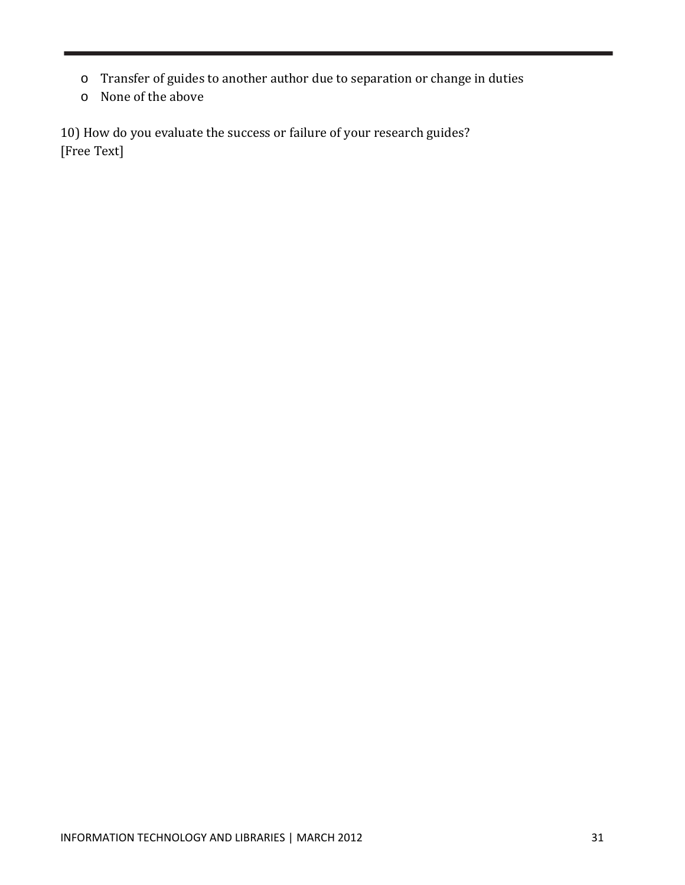- Transfer of guides to another author due to separation or change in duties
- None of the above

10) How do you evaluate the success or failure of your research guides?
[Free Text]